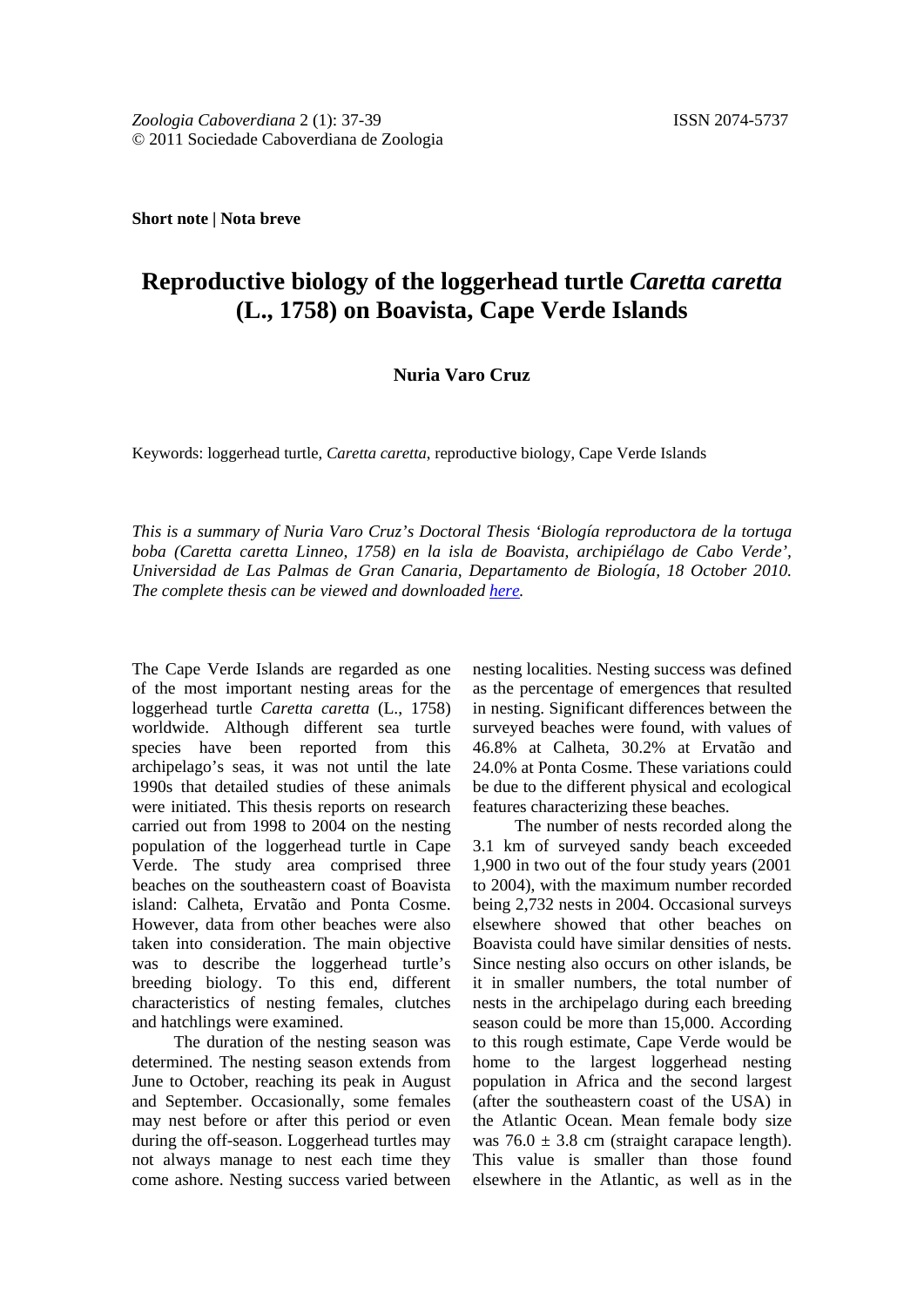**Short note | Nota breve**

# Reproductive biology of the loggerhead turtle *Caretta caretta* (L., 1758) on Boavista, Cape Verde Islands

**Nuria Varo Cruz**

Keywords: loggerhead turtle, *Caretta caretta*, reproductive biology, Cape Verde Islands

*This is a summary of Nuria Varo Cruz's Doctoral Thesis 'Biología reproductora de la tortuga boba (Caretta caretta Linneo, 1758) en la isla de Boavista, archipiélago de Cabo Verde', Universidad de Las Palmas de Gran Canaria, Departamento de Biología, 18 October 2010. The complete thesis can be viewed and downloaded here.*

The Cape Verde Islands are regarded as one of the most important nesting areas for the loggerhead turtle *Caretta caretta* (L., 1758) worldwide. Although different sea turtle species have been reported from this archipelago's seas, it was not until the late 1990s that detailed studies of these animals were initiated. This thesis reports on research carried out from 1998 to 2004 on the nesting population of the loggerhead turtle in Cape Verde. The study area comprised three beaches on the southeastern coast of Boavista island: Calheta, Ervatão and Ponta Cosme. However, data from other beaches were also taken into consideration. The main objective was to describe the loggerhead turtle's breeding biology. To this end, different characteristics of nesting females, clutches and hatchlings were examined.

The duration of the nesting season was determined. The nesting season extends from June to October, reaching its peak in August and September. Occasionally, some females may nest before or after this period or even during the off-season. Loggerhead turtles may not always manage to nest each time they come ashore. Nesting success varied between nesting localities. Nesting success was defined as the percentage of emergences that resulted in nesting. Significant differences between the surveyed beaches were found, with values of 46.8% at Calheta, 30.2% at Ervatão and 24.0% at Ponta Cosme. These variations could be due to the different physical and ecological features characterizing these beaches.

The number of nests recorded along the 3.1 km of surveyed sandy beach exceeded 1,900 in two out of the four study years (2001 to 2004), with the maximum number recorded being 2,732 nests in 2004. Occasional surveys elsewhere showed that other beaches on Boavista could have similar densities of nests. Since nesting also occurs on other islands, be it in smaller numbers, the total number of nests in the archipelago during each breeding season could be more than 15,000. According to this rough estimate, Cape Verde would be home to the largest loggerhead nesting population in Africa and the second largest (after the southeastern coast of the USA) in the Atlantic Ocean. Mean female body size was $76.0 \pm 3.8$ cm (straight carapace length). This value is smaller than those found elsewhere in the Atlantic, as well as in the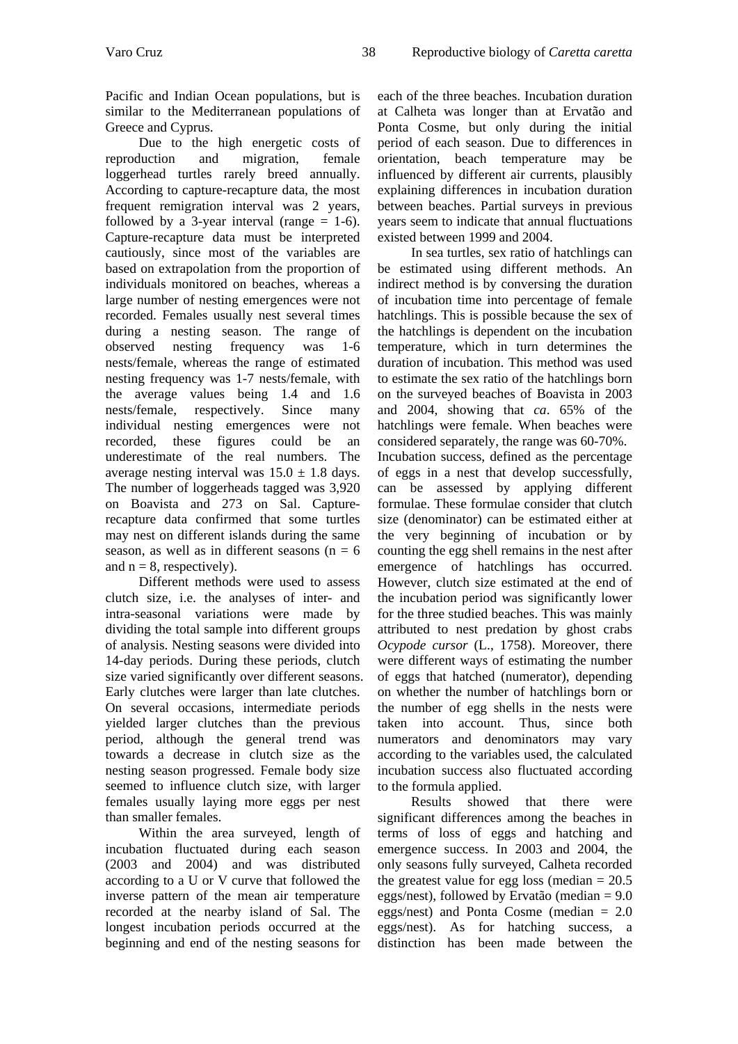Pacific and Indian Ocean populations, but is similar to the Mediterranean populations of Greece and Cyprus.

Due to the high energetic costs of reproduction and migration, female loggerhead turtles rarely breed annually. According to capture-recapture data, the most frequent remigration interval was 2 years, followed by a 3-year interval (range = 1-6). Capture-recapture data must be interpreted cautiously, since most of the variables are based on extrapolation from the proportion of individuals monitored on beaches, whereas a large number of nesting emergences were not recorded. Females usually nest several times during a nesting season. The range of observed nesting frequency was 1-6 nests/female, whereas the range of estimated nesting frequency was 1-7 nests/female, with the average values being 1.4 and 1.6 nests/female, respectively. Since many individual nesting emergences were not recorded, these figures could be an underestimate of the real numbers. The average nesting interval was $15.0 \pm 1.8$ days. The number of loggerheads tagged was 3,920 on Boavista and 273 on Sal. Capture-recapture data confirmed that some turtles may nest on different islands during the same season, as well as in different seasons ($n = 6$ and $n = 8$, respectively).

Different methods were used to assess clutch size, i.e. the analyses of inter- and intra-seasonal variations were made by dividing the total sample into different groups of analysis. Nesting seasons were divided into 14-day periods. During these periods, clutch size varied significantly over different seasons. Early clutches were larger than late clutches. On several occasions, intermediate periods yielded larger clutches than the previous period, although the general trend was towards a decrease in clutch size as the nesting season progressed. Female body size seemed to influence clutch size, with larger females usually laying more eggs per nest than smaller females.

Within the area surveyed, length of incubation fluctuated during each season (2003 and 2004) and was distributed according to a U or V curve that followed the inverse pattern of the mean air temperature recorded at the nearby island of Sal. The longest incubation periods occurred at the beginning and end of the nesting seasons for each of the three beaches. Incubation duration at Calheta was longer than at Ervatão and Ponta Cosme, but only during the initial period of each season. Due to differences in orientation, beach temperature may be influenced by different air currents, plausibly explaining differences in incubation duration between beaches. Partial surveys in previous years seem to indicate that annual fluctuations existed between 1999 and 2004.

In sea turtles, sex ratio of hatchlings can be estimated using different methods. An indirect method is by conversing the duration of incubation time into percentage of female hatchlings. This is possible because the sex of the hatchlings is dependent on the incubation temperature, which in turn determines the duration of incubation. This method was used to estimate the sex ratio of the hatchlings born on the surveyed beaches of Boavista in 2003 and 2004, showing that *ca*. 65% of the hatchlings were female. When beaches were considered separately, the range was 60-70%.
Incubation success, defined as the percentage of eggs in a nest that develop successfully, can be assessed by applying different formulae. These formulae consider that clutch size (denominator) can be estimated either at the very beginning of incubation or by counting the egg shell remains in the nest after emergence of hatchlings has occurred. However, clutch size estimated at the end of the incubation period was significantly lower for the three studied beaches. This was mainly attributed to nest predation by ghost crabs *Ocypode cursor* (L., 1758). Moreover, there were different ways of estimating the number of eggs that hatched (numerator), depending on whether the number of hatchlings born or the number of egg shells in the nests were taken into account. Thus, since both numerators and denominators may vary according to the variables used, the calculated incubation success also fluctuated according to the formula applied.

Results showed that there were significant differences among the beaches in terms of loss of eggs and hatching and emergence success. In 2003 and 2004, the only seasons fully surveyed, Calheta recorded the greatest value for egg loss (median = 20.5 eggs/nest), followed by Ervatão (median = 9.0 eggs/nest) and Ponta Cosme (median = 2.0 eggs/nest). As for hatching success, a distinction has been made between the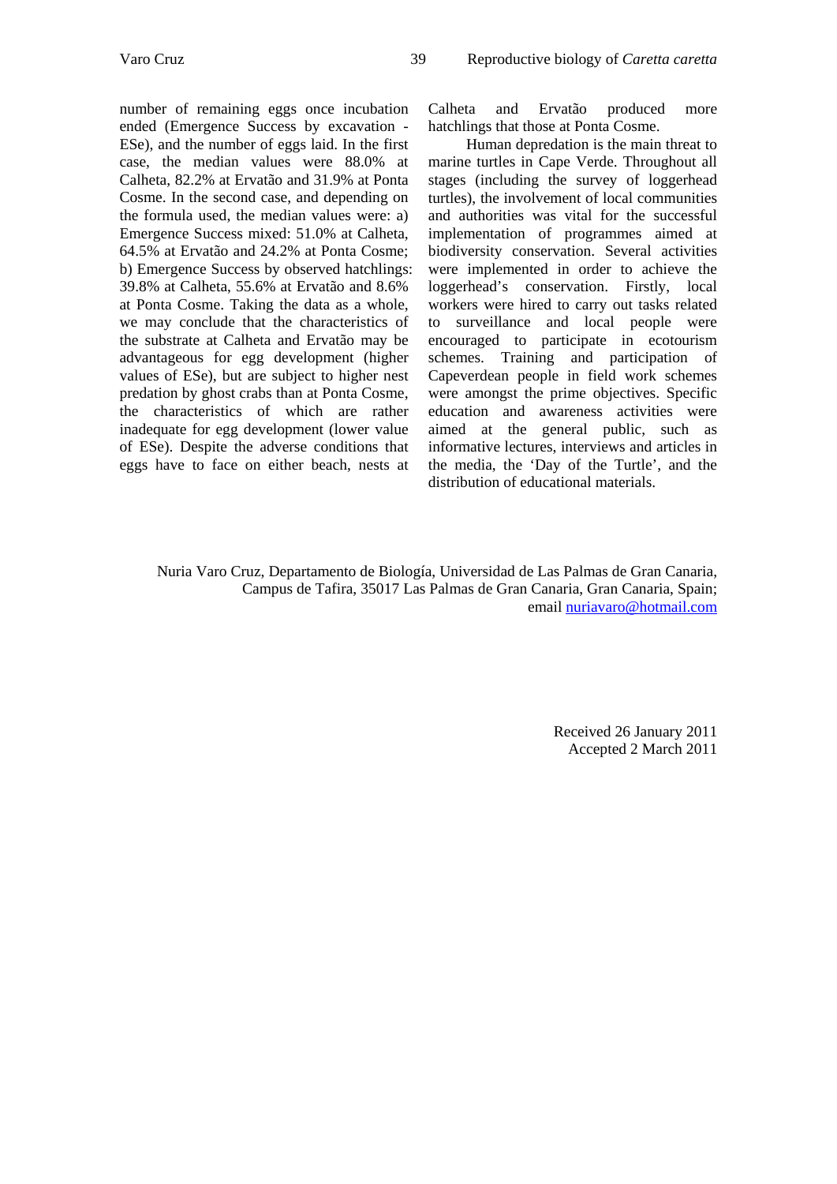number of remaining eggs once incubation ended (Emergence Success by excavation - ESe), and the number of eggs laid. In the first case, the median values were 88.0% at Calheta, 82.2% at Ervatão and 31.9% at Ponta Cosme. In the second case, and depending on the formula used, the median values were: a) Emergence Success mixed: 51.0% at Calheta, 64.5% at Ervatão and 24.2% at Ponta Cosme; b) Emergence Success by observed hatchlings: 39.8% at Calheta, 55.6% at Ervatão and 8.6% at Ponta Cosme. Taking the data as a whole, we may conclude that the characteristics of the substrate at Calheta and Ervatão may be advantageous for egg development (higher values of ESe), but are subject to higher nest predation by ghost crabs than at Ponta Cosme, the characteristics of which are rather inadequate for egg development (lower value of ESe). Despite the adverse conditions that eggs have to face on either beach, nests at Calheta and Ervatão produced more hatchlings that those at Ponta Cosme.

Human depredation is the main threat to marine turtles in Cape Verde. Throughout all stages (including the survey of loggerhead turtles), the involvement of local communities and authorities was vital for the successful implementation of programmes aimed at biodiversity conservation. Several activities were implemented in order to achieve the loggerhead's conservation. Firstly, local workers were hired to carry out tasks related to surveillance and local people were encouraged to participate in ecotourism schemes. Training and participation of Capeverdean people in field work schemes were amongst the prime objectives. Specific education and awareness activities were aimed at the general public, such as informative lectures, interviews and articles in the media, the 'Day of the Turtle', and the distribution of educational materials.

Nuria Varo Cruz, Departamento de Biología, Universidad de Las Palmas de Gran Canaria, Campus de Tafira, 35017 Las Palmas de Gran Canaria, Gran Canaria, Spain; email nuriavaro@hotmail.com

Received 26 January 2011
Accepted 2 March 2011